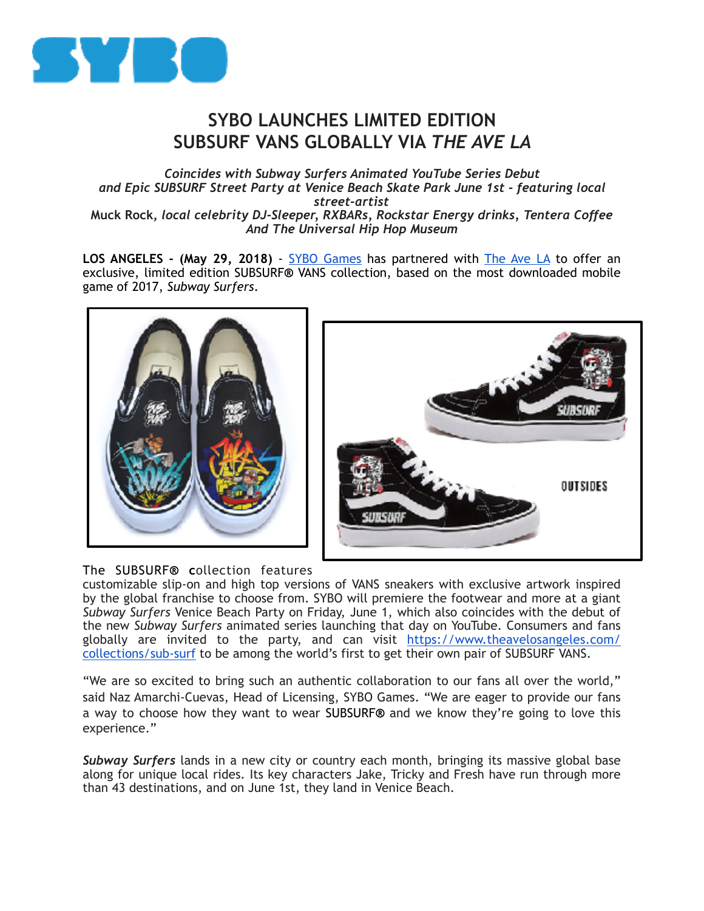# SYBO LAUNCHES LIMITED EDITION SUBSURF VANS GLOBALLY VIA *THE AVE LA*

*Coincides with Subway Surfers Animated YouTube Series Debut and Epic SUBSURF Street Party at Venice Beach Skate Park June 1st - featuring local street-artist*
Muck Rock, *local celebrity DJ-Sleeper, RXBARs, Rockstar Energy drinks, Tentera Coffee And The Universal Hip Hop Museum*

**LOS ANGELES - (May 29, 2018)** - SYBO Games has partnered with The Ave LA to offer an exclusive, limited edition SUBSURF® VANS collection, based on the most downloaded mobile game of 2017, *Subway Surfers*.

The SUBSURF® collection features customizable slip-on and high top versions of VANS sneakers with exclusive artwork inspired by the global franchise to choose from. SYBO will premiere the footwear and more at a giant *Subway Surfers* Venice Beach Party on Friday, June 1, which also coincides with the debut of the new *Subway Surfers* animated series launching that day on YouTube. Consumers and fans globally are invited to the party, and can visit https://www.theavelosangeles.com/collections/sub-surf to be among the world's first to get their own pair of SUBSURF VANS.

"We are so excited to bring such an authentic collaboration to our fans all over the world," said Naz Amarchi-Cuevas, Head of Licensing, SYBO Games. "We are eager to provide our fans a way to choose how they want to wear SUBSURF® and we know they're going to love this experience."

***Subway Surfers*** lands in a new city or country each month, bringing its massive global base along for unique local rides. Its key characters Jake, Tricky and Fresh have run through more than 43 destinations, and on June 1st, they land in Venice Beach.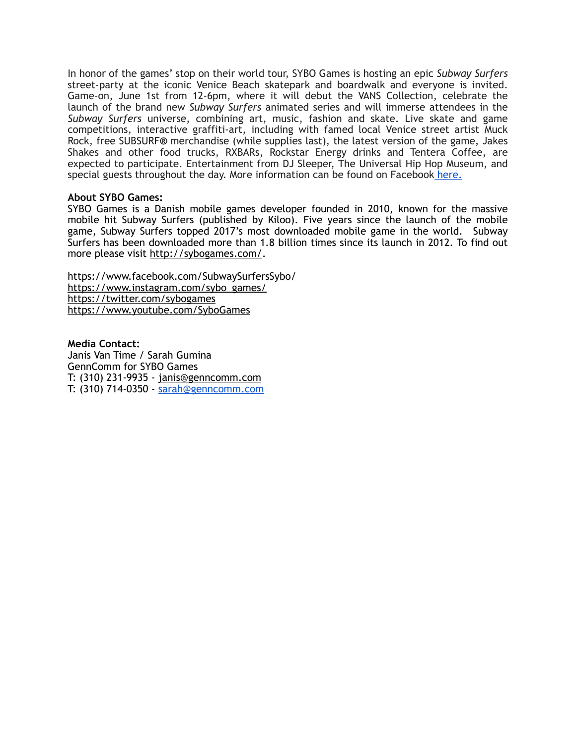In honor of the games' stop on their world tour, SYBO Games is hosting an epic *Subway Surfers* street-party at the iconic Venice Beach skatepark and boardwalk and everyone is invited. Game-on, June 1st from 12-6pm, where it will debut the VANS Collection, celebrate the launch of the brand new *Subway Surfers* animated series and will immerse attendees in the *Subway Surfers* universe, combining art, music, fashion and skate. Live skate and game competitions, interactive graffiti-art, including with famed local Venice street artist Muck Rock, free SUBSURF® merchandise (while supplies last), the latest version of the game, Jakes Shakes and other food trucks, RXBARs, Rockstar Energy drinks and Tentera Coffee, are expected to participate. Entertainment from DJ Sleeper, The Universal Hip Hop Museum, and special guests throughout the day. More information can be found on Facebook [here.]

**About SYBO Games:**
SYBO Games is a Danish mobile games developer founded in 2010, known for the massive mobile hit Subway Surfers (published by Kiloo). Five years since the launch of the mobile game, Subway Surfers topped 2017's most downloaded mobile game in the world. Subway Surfers has been downloaded more than 1.8 billion times since its launch in 2012. To find out more please visit http://sybogames.com/.

https://www.facebook.com/SubwaySurfersSybo/
https://www.instagram.com/sybo_games/
https://twitter.com/sybogames
https://www.youtube.com/SyboGames

**Media Contact:**
Janis Van Time / Sarah Gumina
GennComm for SYBO Games
T: (310) 231-9935 - janis@genncomm.com
T: (310) 714-0350 - sarah@genncomm.com